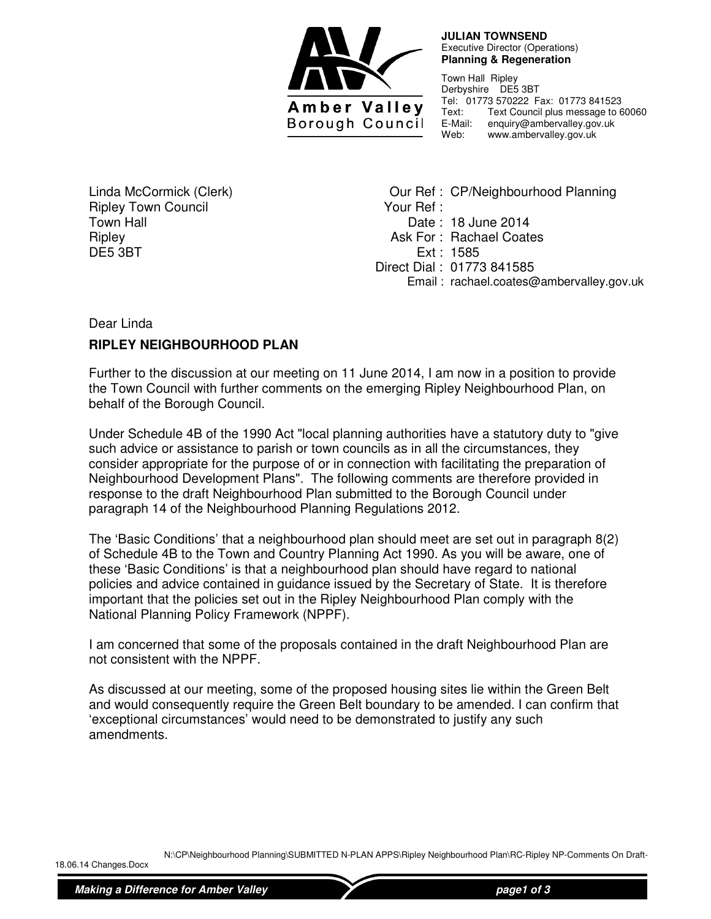**Amber Valley Borough Council**

**JULIAN TOWNSEND**
Executive Director (Operations)
**Planning & Regeneration**

Town Hall Ripley
Derbyshire DE5 3BT
Tel: 01773 570222 Fax: 01773 841523
Text: Text Council plus message to 60060
E-Mail: enquiry@ambervalley.gov.uk
Web: www.ambervalley.gov.uk

Linda McCormick (Clerk)
Ripley Town Council
Town Hall
Ripley
DE5 3BT

Our Ref : CP/Neighbourhood Planning
Your Ref :
Date : 18 June 2014
Ask For : Rachael Coates
Ext : 1585
Direct Dial : 01773 841585
Email : rachael.coates@ambervalley.gov.uk

Dear Linda

**RIPLEY NEIGHBOURHOOD PLAN**

Further to the discussion at our meeting on 11 June 2014, I am now in a position to provide the Town Council with further comments on the emerging Ripley Neighbourhood Plan, on behalf of the Borough Council.

Under Schedule 4B of the 1990 Act "local planning authorities have a statutory duty to "give such advice or assistance to parish or town councils as in all the circumstances, they consider appropriate for the purpose of or in connection with facilitating the preparation of Neighbourhood Development Plans". The following comments are therefore provided in response to the draft Neighbourhood Plan submitted to the Borough Council under paragraph 14 of the Neighbourhood Planning Regulations 2012.

The 'Basic Conditions' that a neighbourhood plan should meet are set out in paragraph 8(2) of Schedule 4B to the Town and Country Planning Act 1990. As you will be aware, one of these 'Basic Conditions' is that a neighbourhood plan should have regard to national policies and advice contained in guidance issued by the Secretary of State. It is therefore important that the policies set out in the Ripley Neighbourhood Plan comply with the National Planning Policy Framework (NPPF).

I am concerned that some of the proposals contained in the draft Neighbourhood Plan are not consistent with the NPPF.

As discussed at our meeting, some of the proposed housing sites lie within the Green Belt and would consequently require the Green Belt boundary to be amended. I can confirm that 'exceptional circumstances' would need to be demonstrated to justify any such amendments.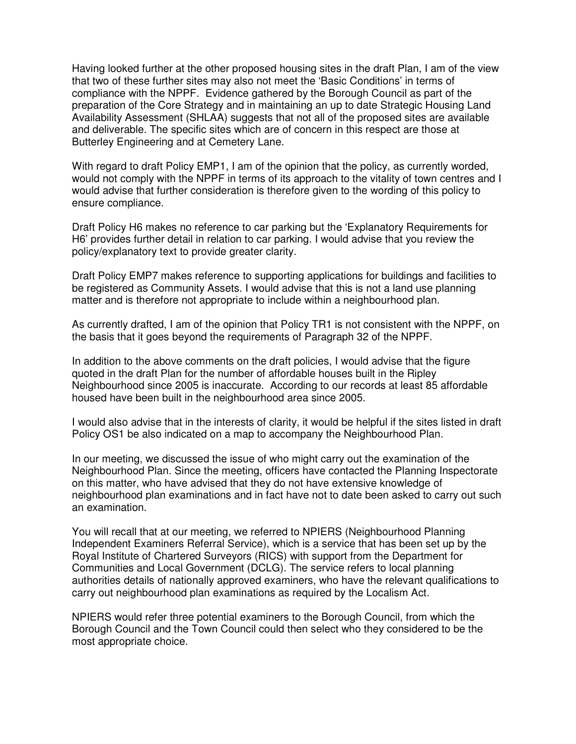Having looked further at the other proposed housing sites in the draft Plan, I am of the view that two of these further sites may also not meet the 'Basic Conditions' in terms of compliance with the NPPF. Evidence gathered by the Borough Council as part of the preparation of the Core Strategy and in maintaining an up to date Strategic Housing Land Availability Assessment (SHLAA) suggests that not all of the proposed sites are available and deliverable. The specific sites which are of concern in this respect are those at Butterley Engineering and at Cemetery Lane.

With regard to draft Policy EMP1, I am of the opinion that the policy, as currently worded, would not comply with the NPPF in terms of its approach to the vitality of town centres and I would advise that further consideration is therefore given to the wording of this policy to ensure compliance.

Draft Policy H6 makes no reference to car parking but the 'Explanatory Requirements for H6' provides further detail in relation to car parking. I would advise that you review the policy/explanatory text to provide greater clarity.

Draft Policy EMP7 makes reference to supporting applications for buildings and facilities to be registered as Community Assets. I would advise that this is not a land use planning matter and is therefore not appropriate to include within a neighbourhood plan.

As currently drafted, I am of the opinion that Policy TR1 is not consistent with the NPPF, on the basis that it goes beyond the requirements of Paragraph 32 of the NPPF.

In addition to the above comments on the draft policies, I would advise that the figure quoted in the draft Plan for the number of affordable houses built in the Ripley Neighbourhood since 2005 is inaccurate. According to our records at least 85 affordable housed have been built in the neighbourhood area since 2005.

I would also advise that in the interests of clarity, it would be helpful if the sites listed in draft Policy OS1 be also indicated on a map to accompany the Neighbourhood Plan.

In our meeting, we discussed the issue of who might carry out the examination of the Neighbourhood Plan. Since the meeting, officers have contacted the Planning Inspectorate on this matter, who have advised that they do not have extensive knowledge of neighbourhood plan examinations and in fact have not to date been asked to carry out such an examination.

You will recall that at our meeting, we referred to NPIERS (Neighbourhood Planning Independent Examiners Referral Service), which is a service that has been set up by the Royal Institute of Chartered Surveyors (RICS) with support from the Department for Communities and Local Government (DCLG). The service refers to local planning authorities details of nationally approved examiners, who have the relevant qualifications to carry out neighbourhood plan examinations as required by the Localism Act.

NPIERS would refer three potential examiners to the Borough Council, from which the Borough Council and the Town Council could then select who they considered to be the most appropriate choice.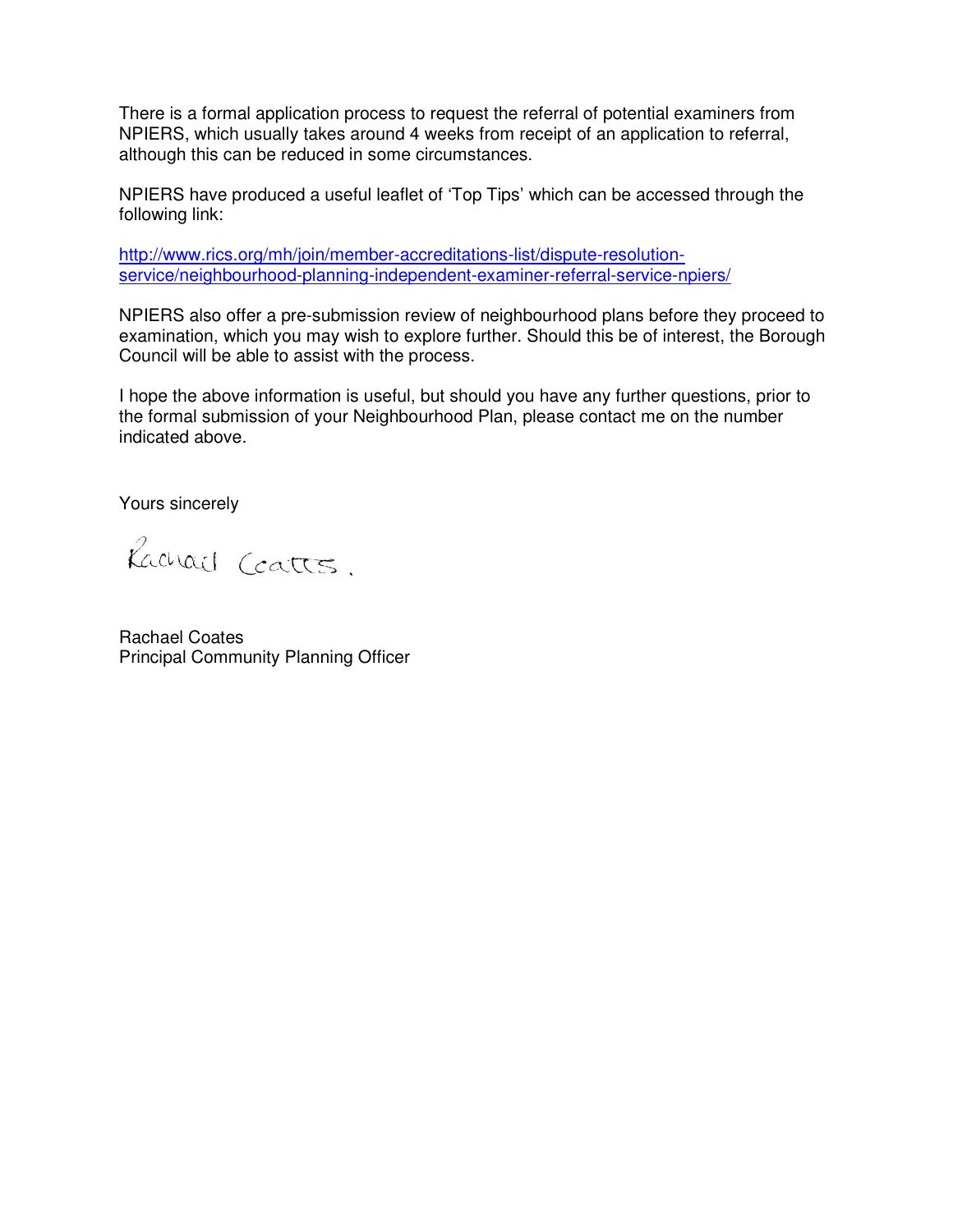There is a formal application process to request the referral of potential examiners from NPIERS, which usually takes around 4 weeks from receipt of an application to referral, although this can be reduced in some circumstances.

NPIERS have produced a useful leaflet of 'Top Tips' which can be accessed through the following link:

http://www.rics.org/mh/join/member-accreditations-list/dispute-resolution-service/neighbourhood-planning-independent-examiner-referral-service-npiers/

NPIERS also offer a pre-submission review of neighbourhood plans before they proceed to examination, which you may wish to explore further. Should this be of interest, the Borough Council will be able to assist with the process.

I hope the above information is useful, but should you have any further questions, prior to the formal submission of your Neighbourhood Plan, please contact me on the number indicated above.

Yours sincerely

Rachael Coates.

Rachael Coates
Principal Community Planning Officer